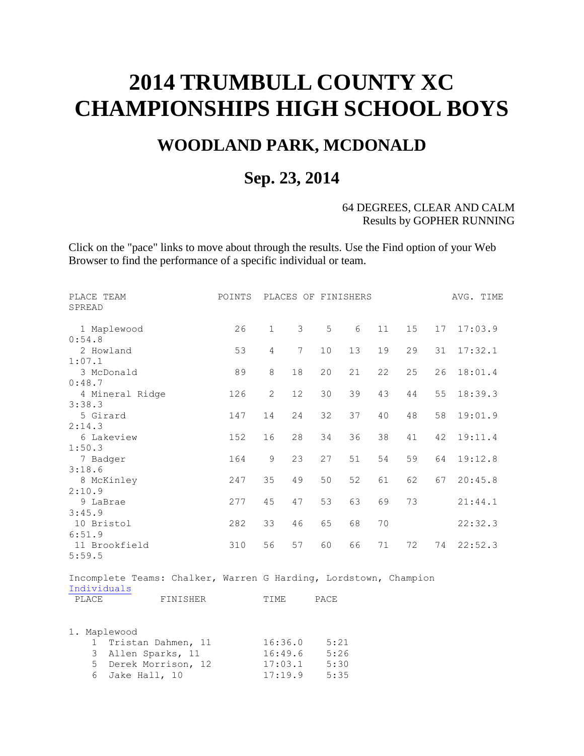# 2014 TRUMBULL COUNTY XC CHAMPIONSHIPS HIGH SCHOOL BOYS

## WOODLAND PARK, MCDONALD

## Sep. 23, 2014

64 DEGREES, CLEAR AND CALM
Results by GOPHER RUNNING

Click on the "pace" links to move about through the results. Use the Find option of your Web Browser to find the performance of a specific individual or team.

| PLACE | TEAM | POINTS | PLACES OF FINISHERS | | | | | | | AVG. TIME | SPREAD |
|---|---|---|---|---|---|---|---|---|---|---|---|
| 1 | Maplewood | 26 | 1 | 3 | 5 | 6 | 11 | 15 | 17 | 17:03.9 | 0:54.8 |
| 2 | Howland | 53 | 4 | 7 | 10 | 13 | 19 | 29 | 31 | 17:32.1 | 1:07.1 |
| 3 | McDonald | 89 | 8 | 18 | 20 | 21 | 22 | 25 | 26 | 18:01.4 | 0:48.7 |
| 4 | Mineral Ridge | 126 | 2 | 12 | 30 | 39 | 43 | 44 | 55 | 18:39.3 | 3:38.3 |
| 5 | Girard | 147 | 14 | 24 | 32 | 37 | 40 | 48 | 58 | 19:01.9 | 2:14.3 |
| 6 | Lakeview | 152 | 16 | 28 | 34 | 36 | 38 | 41 | 42 | 19:11.4 | 1:50.3 |
| 7 | Badger | 164 | 9 | 23 | 27 | 51 | 54 | 59 | 64 | 19:12.8 | 3:18.6 |
| 8 | McKinley | 247 | 35 | 49 | 50 | 52 | 61 | 62 | 67 | 20:45.8 | 2:10.9 |
| 9 | LaBrae | 277 | 45 | 47 | 53 | 63 | 69 | 73 | | 21:44.1 | 3:45.9 |
| 10 | Bristol | 282 | 33 | 46 | 65 | 68 | 70 | | | 22:32.3 | 6:51.9 |
| 11 | Brookfield | 310 | 56 | 57 | 60 | 66 | 71 | 72 | 74 | 22:52.3 | 5:59.5 |

Incomplete Teams: Chalker, Warren G Harding, Lordstown, Champion

Individuals

| PLACE | FINISHER | TIME | PACE |
|---|---|---|---|
| **1. Maplewood** | | | |
| 1 | Tristan Dahmen, 11 | 16:36.0 | 5:21 |
| 3 | Allen Sparks, 11 | 16:49.6 | 5:26 |
| 5 | Derek Morrison, 12 | 17:03.1 | 5:30 |
| 6 | Jake Hall, 10 | 17:19.9 | 5:35 |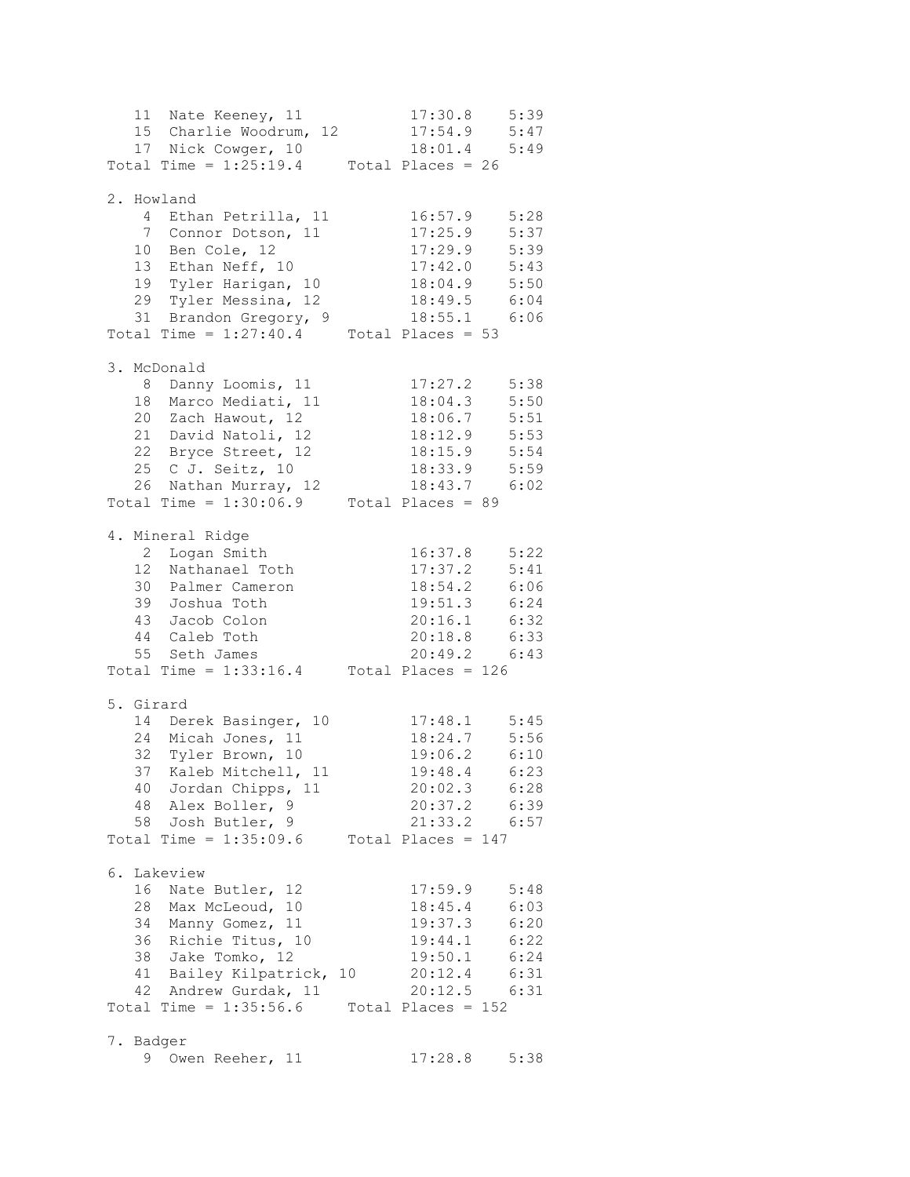```
   11  Nate Keeney, 11           17:30.8    5:39
   15  Charlie Woodrum, 12       17:54.9    5:47
   17  Nick Cowger, 10           18:01.4    5:49
Total Time = 1:25:19.4     Total Places = 26

2. Howland
    4  Ethan Petrilla, 11        16:57.9    5:28
    7  Connor Dotson, 11         17:25.9    5:37
   10  Ben Cole, 12              17:29.9    5:39
   13  Ethan Neff, 10            17:42.0    5:43
   19  Tyler Harigan, 10         18:04.9    5:50
   29  Tyler Messina, 12         18:49.5    6:04
   31  Brandon Gregory, 9        18:55.1    6:06
Total Time = 1:27:40.4     Total Places = 53

3. McDonald
    8  Danny Loomis, 11          17:27.2    5:38
   18  Marco Mediati, 11         18:04.3    5:50
   20  Zach Hawout, 12           18:06.7    5:51
   21  David Natoli, 12          18:12.9    5:53
   22  Bryce Street, 12          18:15.9    5:54
   25  C J. Seitz, 10            18:33.9    5:59
   26  Nathan Murray, 12         18:43.7    6:02
Total Time = 1:30:06.9     Total Places = 89

4. Mineral Ridge
    2  Logan Smith               16:37.8    5:22
   12  Nathanael Toth            17:37.2    5:41
   30  Palmer Cameron            18:54.2    6:06
   39  Joshua Toth               19:51.3    6:24
   43  Jacob Colon               20:16.1    6:32
   44  Caleb Toth                20:18.8    6:33
   55  Seth James                20:49.2    6:43
Total Time = 1:33:16.4     Total Places = 126

5. Girard
   14  Derek Basinger, 10        17:48.1    5:45
   24  Micah Jones, 11           18:24.7    5:56
   32  Tyler Brown, 10           19:06.2    6:10
   37  Kaleb Mitchell, 11        19:48.4    6:23
   40  Jordan Chipps, 11         20:02.3    6:28
   48  Alex Boller, 9            20:37.2    6:39
   58  Josh Butler, 9            21:33.2    6:57
Total Time = 1:35:09.6     Total Places = 147

6. Lakeview
   16  Nate Butler, 12           17:59.9    5:48
   28  Max McLeoud, 10           18:45.4    6:03
   34  Manny Gomez, 11           19:37.3    6:20
   36  Richie Titus, 10          19:44.1    6:22
   38  Jake Tomko, 12            19:50.1    6:24
   41  Bailey Kilpatrick, 10     20:12.4    6:31
   42  Andrew Gurdak, 11         20:12.5    6:31
Total Time = 1:35:56.6     Total Places = 152

7. Badger
    9  Owen Reeher, 11           17:28.8    5:38
```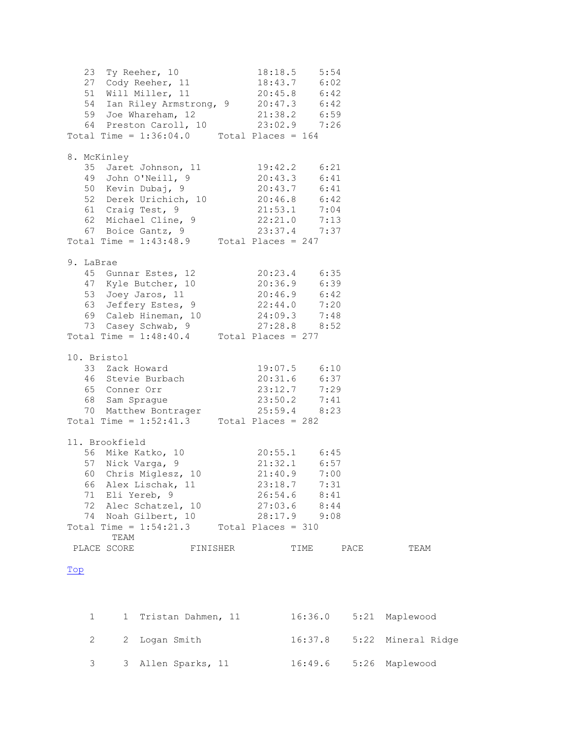```
   23  Ty Reeher, 10              18:18.5    5:54
   27  Cody Reeher, 11            18:43.7    6:02
   51  Will Miller, 11            20:45.8    6:42
   54  Ian Riley Armstrong, 9     20:47.3    6:42
   59  Joe Whareham, 12           21:38.2    6:59
   64  Preston Caroll, 10         23:02.9    7:26
Total Time = 1:36:04.0     Total Places = 164

8. McKinley
   35  Jaret Johnson, 11          19:42.2    6:21
   49  John O'Neill, 9            20:43.3    6:41
   50  Kevin Dubaj, 9             20:43.7    6:41
   52  Derek Urichich, 10         20:46.8    6:42
   61  Craig Test, 9              21:53.1    7:04
   62  Michael Cline, 9           22:21.0    7:13
   67  Boice Gantz, 9             23:37.4    7:37
Total Time = 1:43:48.9     Total Places = 247

9. LaBrae
   45  Gunnar Estes, 12           20:23.4    6:35
   47  Kyle Butcher, 10           20:36.9    6:39
   53  Joey Jaros, 11             20:46.9    6:42
   63  Jeffery Estes, 9           22:44.0    7:20
   69  Caleb Hineman, 10          24:09.3    7:48
   73  Casey Schwab, 9            27:28.8    8:52
Total Time = 1:48:40.4     Total Places = 277

10. Bristol
   33  Zack Howard                19:07.5    6:10
   46  Stevie Burbach             20:31.6    6:37
   65  Conner Orr                 23:12.7    7:29
   68  Sam Sprague                23:50.2    7:41
   70  Matthew Bontrager          25:59.4    8:23
Total Time = 1:52:41.3     Total Places = 282

11. Brookfield
   56  Mike Katko, 10             20:55.1    6:45
   57  Nick Varga, 9              21:32.1    6:57
   60  Chris Miglesz, 10          21:40.9    7:00
   66  Alex Lischak, 11           23:18.7    7:31
   71  Eli Yereb, 9               26:54.6    8:41
   72  Alec Schatzel, 10          27:03.6    8:44
   74  Noah Gilbert, 10           28:17.9    9:08
Total Time = 1:54:21.3     Total Places = 310
```

[Top](#)

| PLACE | TEAM SCORE | FINISHER | TIME | PACE | TEAM |
|---|---|---|---|---|---|
| 1 | 1 | Tristan Dahmen, 11 | 16:36.0 | 5:21 | Maplewood |
| 2 | 2 | Logan Smith | 16:37.8 | 5:22 | Mineral Ridge |
| 3 | 3 | Allen Sparks, 11 | 16:49.6 | 5:26 | Maplewood |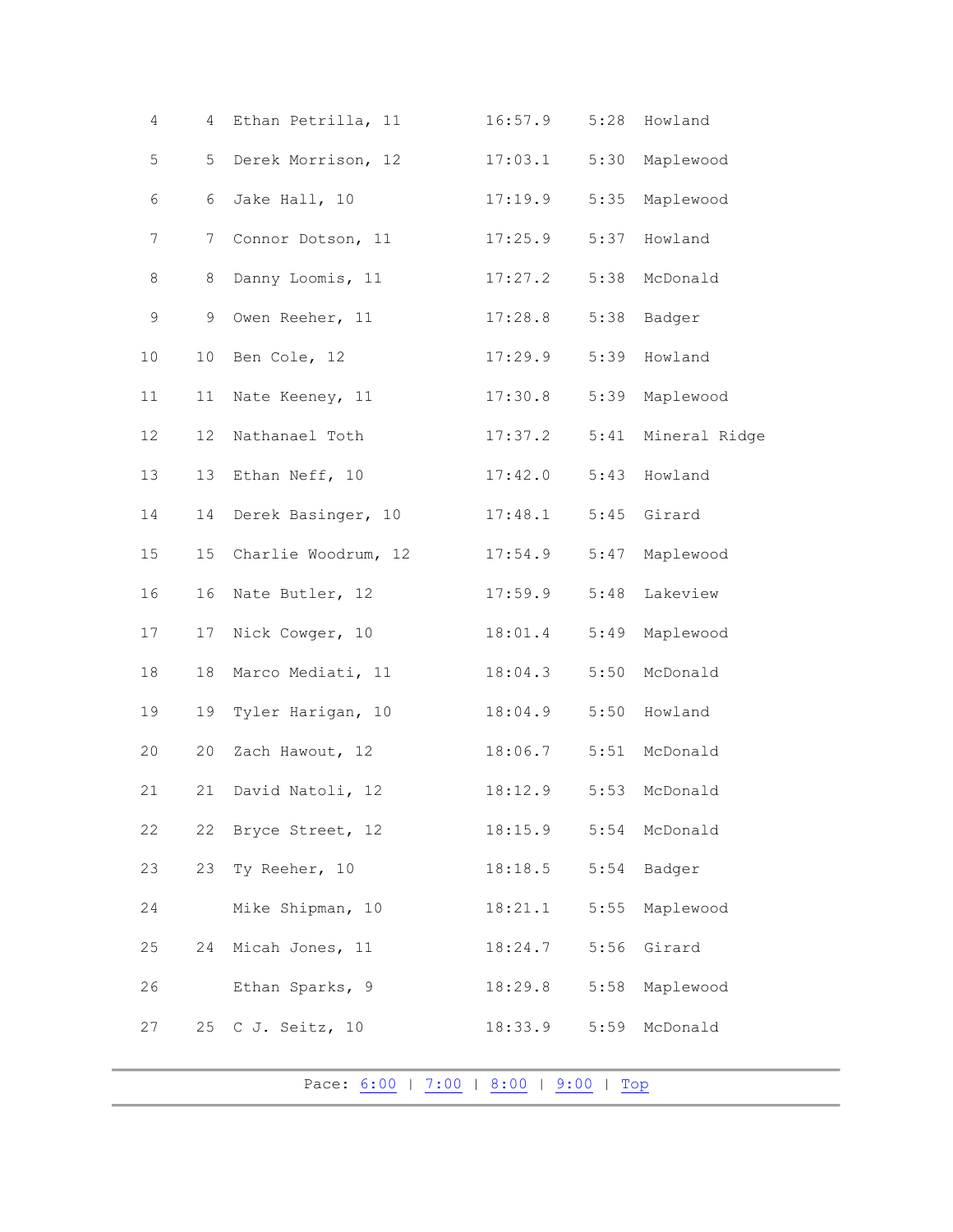| | | | | | |
|---|---|---|---|---|---|
| 4 | 4 | Ethan Petrilla, 11 | 16:57.9 | 5:28 | Howland |
| 5 | 5 | Derek Morrison, 12 | 17:03.1 | 5:30 | Maplewood |
| 6 | 6 | Jake Hall, 10 | 17:19.9 | 5:35 | Maplewood |
| 7 | 7 | Connor Dotson, 11 | 17:25.9 | 5:37 | Howland |
| 8 | 8 | Danny Loomis, 11 | 17:27.2 | 5:38 | McDonald |
| 9 | 9 | Owen Reeher, 11 | 17:28.8 | 5:38 | Badger |
| 10 | 10 | Ben Cole, 12 | 17:29.9 | 5:39 | Howland |
| 11 | 11 | Nate Keeney, 11 | 17:30.8 | 5:39 | Maplewood |
| 12 | 12 | Nathanael Toth | 17:37.2 | 5:41 | Mineral Ridge |
| 13 | 13 | Ethan Neff, 10 | 17:42.0 | 5:43 | Howland |
| 14 | 14 | Derek Basinger, 10 | 17:48.1 | 5:45 | Girard |
| 15 | 15 | Charlie Woodrum, 12 | 17:54.9 | 5:47 | Maplewood |
| 16 | 16 | Nate Butler, 12 | 17:59.9 | 5:48 | Lakeview |
| 17 | 17 | Nick Cowger, 10 | 18:01.4 | 5:49 | Maplewood |
| 18 | 18 | Marco Mediati, 11 | 18:04.3 | 5:50 | McDonald |
| 19 | 19 | Tyler Harigan, 10 | 18:04.9 | 5:50 | Howland |
| 20 | 20 | Zach Hawout, 12 | 18:06.7 | 5:51 | McDonald |
| 21 | 21 | David Natoli, 12 | 18:12.9 | 5:53 | McDonald |
| 22 | 22 | Bryce Street, 12 | 18:15.9 | 5:54 | McDonald |
| 23 | 23 | Ty Reeher, 10 | 18:18.5 | 5:54 | Badger |
| 24 | | Mike Shipman, 10 | 18:21.1 | 5:55 | Maplewood |
| 25 | 24 | Micah Jones, 11 | 18:24.7 | 5:56 | Girard |
| 26 | | Ethan Sparks, 9 | 18:29.8 | 5:58 | Maplewood |
| 27 | 25 | C J. Seitz, 10 | 18:33.9 | 5:59 | McDonald |

Pace: 6:00 | 7:00 | 8:00 | 9:00 | Top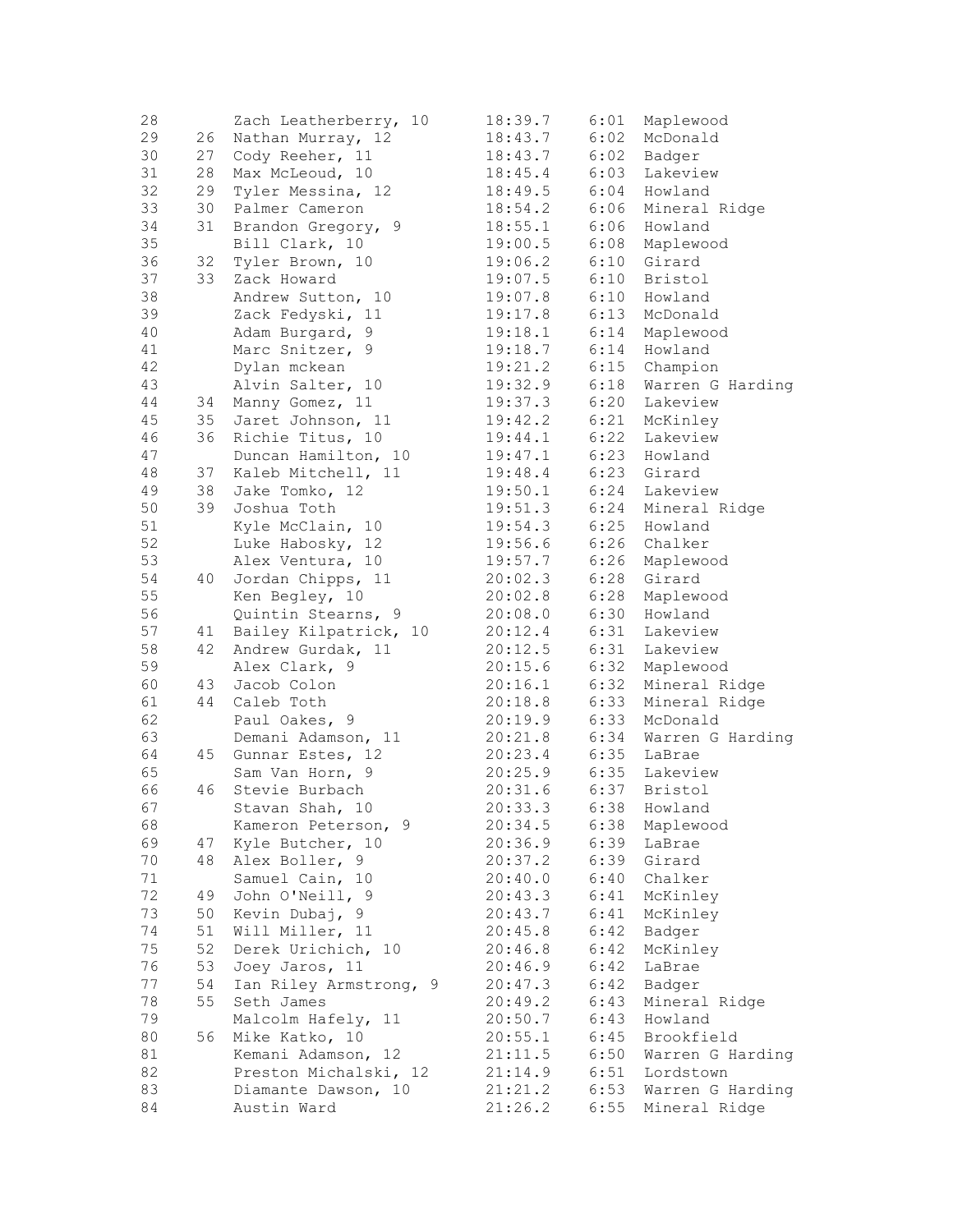| | | | | | |
|---|---|---|---|---|---|
| 28 | | Zach Leatherberry, 10 | 18:39.7 | 6:01 | Maplewood |
| 29 | 26 | Nathan Murray, 12 | 18:43.7 | 6:02 | McDonald |
| 30 | 27 | Cody Reeher, 11 | 18:43.7 | 6:02 | Badger |
| 31 | 28 | Max McLeoud, 10 | 18:45.4 | 6:03 | Lakeview |
| 32 | 29 | Tyler Messina, 12 | 18:49.5 | 6:04 | Howland |
| 33 | 30 | Palmer Cameron | 18:54.2 | 6:06 | Mineral Ridge |
| 34 | 31 | Brandon Gregory, 9 | 18:55.1 | 6:06 | Howland |
| 35 | | Bill Clark, 10 | 19:00.5 | 6:08 | Maplewood |
| 36 | 32 | Tyler Brown, 10 | 19:06.2 | 6:10 | Girard |
| 37 | 33 | Zack Howard | 19:07.5 | 6:10 | Bristol |
| 38 | | Andrew Sutton, 10 | 19:07.8 | 6:10 | Howland |
| 39 | | Zack Fedyski, 11 | 19:17.8 | 6:13 | McDonald |
| 40 | | Adam Burgard, 9 | 19:18.1 | 6:14 | Maplewood |
| 41 | | Marc Snitzer, 9 | 19:18.7 | 6:14 | Howland |
| 42 | | Dylan mckean | 19:21.2 | 6:15 | Champion |
| 43 | | Alvin Salter, 10 | 19:32.9 | 6:18 | Warren G Harding |
| 44 | 34 | Manny Gomez, 11 | 19:37.3 | 6:20 | Lakeview |
| 45 | 35 | Jaret Johnson, 11 | 19:42.2 | 6:21 | McKinley |
| 46 | 36 | Richie Titus, 10 | 19:44.1 | 6:22 | Lakeview |
| 47 | | Duncan Hamilton, 10 | 19:47.1 | 6:23 | Howland |
| 48 | 37 | Kaleb Mitchell, 11 | 19:48.4 | 6:23 | Girard |
| 49 | 38 | Jake Tomko, 12 | 19:50.1 | 6:24 | Lakeview |
| 50 | 39 | Joshua Toth | 19:51.3 | 6:24 | Mineral Ridge |
| 51 | | Kyle McClain, 10 | 19:54.3 | 6:25 | Howland |
| 52 | | Luke Habosky, 12 | 19:56.6 | 6:26 | Chalker |
| 53 | | Alex Ventura, 10 | 19:57.7 | 6:26 | Maplewood |
| 54 | 40 | Jordan Chipps, 11 | 20:02.3 | 6:28 | Girard |
| 55 | | Ken Begley, 10 | 20:02.8 | 6:28 | Maplewood |
| 56 | | Quintin Stearns, 9 | 20:08.0 | 6:30 | Howland |
| 57 | 41 | Bailey Kilpatrick, 10 | 20:12.4 | 6:31 | Lakeview |
| 58 | 42 | Andrew Gurdak, 11 | 20:12.5 | 6:31 | Lakeview |
| 59 | | Alex Clark, 9 | 20:15.6 | 6:32 | Maplewood |
| 60 | 43 | Jacob Colon | 20:16.1 | 6:32 | Mineral Ridge |
| 61 | 44 | Caleb Toth | 20:18.8 | 6:33 | Mineral Ridge |
| 62 | | Paul Oakes, 9 | 20:19.9 | 6:33 | McDonald |
| 63 | | Demani Adamson, 11 | 20:21.8 | 6:34 | Warren G Harding |
| 64 | 45 | Gunnar Estes, 12 | 20:23.4 | 6:35 | LaBrae |
| 65 | | Sam Van Horn, 9 | 20:25.9 | 6:35 | Lakeview |
| 66 | 46 | Stevie Burbach | 20:31.6 | 6:37 | Bristol |
| 67 | | Stavan Shah, 10 | 20:33.3 | 6:38 | Howland |
| 68 | | Kameron Peterson, 9 | 20:34.5 | 6:38 | Maplewood |
| 69 | 47 | Kyle Butcher, 10 | 20:36.9 | 6:39 | LaBrae |
| 70 | 48 | Alex Boller, 9 | 20:37.2 | 6:39 | Girard |
| 71 | | Samuel Cain, 10 | 20:40.0 | 6:40 | Chalker |
| 72 | 49 | John O'Neill, 9 | 20:43.3 | 6:41 | McKinley |
| 73 | 50 | Kevin Dubaj, 9 | 20:43.7 | 6:41 | McKinley |
| 74 | 51 | Will Miller, 11 | 20:45.8 | 6:42 | Badger |
| 75 | 52 | Derek Urichich, 10 | 20:46.8 | 6:42 | McKinley |
| 76 | 53 | Joey Jaros, 11 | 20:46.9 | 6:42 | LaBrae |
| 77 | 54 | Ian Riley Armstrong, 9 | 20:47.3 | 6:42 | Badger |
| 78 | 55 | Seth James | 20:49.2 | 6:43 | Mineral Ridge |
| 79 | | Malcolm Hafely, 11 | 20:50.7 | 6:43 | Howland |
| 80 | 56 | Mike Katko, 10 | 20:55.1 | 6:45 | Brookfield |
| 81 | | Kemani Adamson, 12 | 21:11.5 | 6:50 | Warren G Harding |
| 82 | | Preston Michalski, 12 | 21:14.9 | 6:51 | Lordstown |
| 83 | | Diamante Dawson, 10 | 21:21.2 | 6:53 | Warren G Harding |
| 84 | | Austin Ward | 21:26.2 | 6:55 | Mineral Ridge |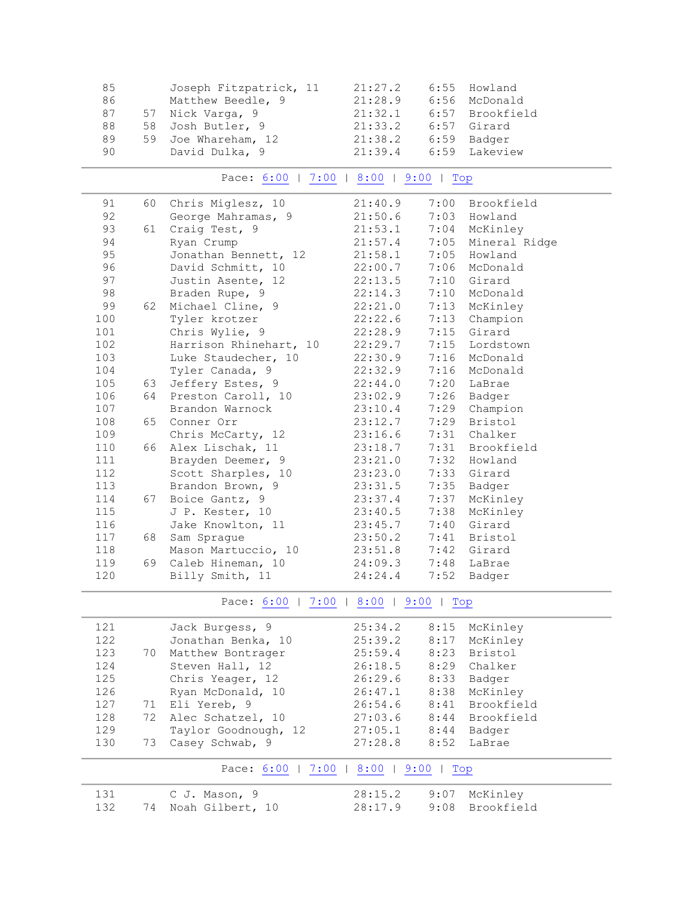| Place | Team Place | Name | Time | Pace | School |
|---|---|---|---|---|---|
| 85 | | Joseph Fitzpatrick, 11 | 21:27.2 | 6:55 | Howland |
| 86 | | Matthew Beedle, 9 | 21:28.9 | 6:56 | McDonald |
| 87 | 57 | Nick Varga, 9 | 21:32.1 | 6:57 | Brookfield |
| 88 | 58 | Josh Butler, 9 | 21:33.2 | 6:57 | Girard |
| 89 | 59 | Joe Whareham, 12 | 21:38.2 | 6:59 | Badger |
| 90 | | David Dulka, 9 | 21:39.4 | 6:59 | Lakeview |

Pace: 6:00 | 7:00 | 8:00 | 9:00 | Top

| Place | Team Place | Name | Time | Pace | School |
|---|---|---|---|---|---|
| 91 | 60 | Chris Miglesz, 10 | 21:40.9 | 7:00 | Brookfield |
| 92 | | George Mahramas, 9 | 21:50.6 | 7:03 | Howland |
| 93 | 61 | Craig Test, 9 | 21:53.1 | 7:04 | McKinley |
| 94 | | Ryan Crump | 21:57.4 | 7:05 | Mineral Ridge |
| 95 | | Jonathan Bennett, 12 | 21:58.1 | 7:05 | Howland |
| 96 | | David Schmitt, 10 | 22:00.7 | 7:06 | McDonald |
| 97 | | Justin Asente, 12 | 22:13.5 | 7:10 | Girard |
| 98 | | Braden Rupe, 9 | 22:14.3 | 7:10 | McDonald |
| 99 | 62 | Michael Cline, 9 | 22:21.0 | 7:13 | McKinley |
| 100 | | Tyler krotzer | 22:22.6 | 7:13 | Champion |
| 101 | | Chris Wylie, 9 | 22:28.9 | 7:15 | Girard |
| 102 | | Harrison Rhinehart, 10 | 22:29.7 | 7:15 | Lordstown |
| 103 | | Luke Staudecher, 10 | 22:30.9 | 7:16 | McDonald |
| 104 | | Tyler Canada, 9 | 22:32.9 | 7:16 | McDonald |
| 105 | 63 | Jeffery Estes, 9 | 22:44.0 | 7:20 | LaBrae |
| 106 | 64 | Preston Caroll, 10 | 23:02.9 | 7:26 | Badger |
| 107 | | Brandon Warnock | 23:10.4 | 7:29 | Champion |
| 108 | 65 | Conner Orr | 23:12.7 | 7:29 | Bristol |
| 109 | | Chris McCarty, 12 | 23:16.6 | 7:31 | Chalker |
| 110 | 66 | Alex Lischak, 11 | 23:18.7 | 7:31 | Brookfield |
| 111 | | Brayden Deemer, 9 | 23:21.0 | 7:32 | Howland |
| 112 | | Scott Sharples, 10 | 23:23.0 | 7:33 | Girard |
| 113 | | Brandon Brown, 9 | 23:31.5 | 7:35 | Badger |
| 114 | 67 | Boice Gantz, 9 | 23:37.4 | 7:37 | McKinley |
| 115 | | J P. Kester, 10 | 23:40.5 | 7:38 | McKinley |
| 116 | | Jake Knowlton, 11 | 23:45.7 | 7:40 | Girard |
| 117 | 68 | Sam Sprague | 23:50.2 | 7:41 | Bristol |
| 118 | | Mason Martuccio, 10 | 23:51.8 | 7:42 | Girard |
| 119 | 69 | Caleb Hineman, 10 | 24:09.3 | 7:48 | LaBrae |
| 120 | | Billy Smith, 11 | 24:24.4 | 7:52 | Badger |

Pace: 6:00 | 7:00 | 8:00 | 9:00 | Top

| Place | Team Place | Name | Time | Pace | School |
|---|---|---|---|---|---|
| 121 | | Jack Burgess, 9 | 25:34.2 | 8:15 | McKinley |
| 122 | | Jonathan Benka, 10 | 25:39.2 | 8:17 | McKinley |
| 123 | 70 | Matthew Bontrager | 25:59.4 | 8:23 | Bristol |
| 124 | | Steven Hall, 12 | 26:18.5 | 8:29 | Chalker |
| 125 | | Chris Yeager, 12 | 26:29.6 | 8:33 | Badger |
| 126 | | Ryan McDonald, 10 | 26:47.1 | 8:38 | McKinley |
| 127 | 71 | Eli Yereb, 9 | 26:54.6 | 8:41 | Brookfield |
| 128 | 72 | Alec Schatzel, 10 | 27:03.6 | 8:44 | Brookfield |
| 129 | | Taylor Goodnough, 12 | 27:05.1 | 8:44 | Badger |
| 130 | 73 | Casey Schwab, 9 | 27:28.8 | 8:52 | LaBrae |

Pace: 6:00 | 7:00 | 8:00 | 9:00 | Top

| Place | Team Place | Name | Time | Pace | School |
|---|---|---|---|---|---|
| 131 | | C J. Mason, 9 | 28:15.2 | 9:07 | McKinley |
| 132 | 74 | Noah Gilbert, 10 | 28:17.9 | 9:08 | Brookfield |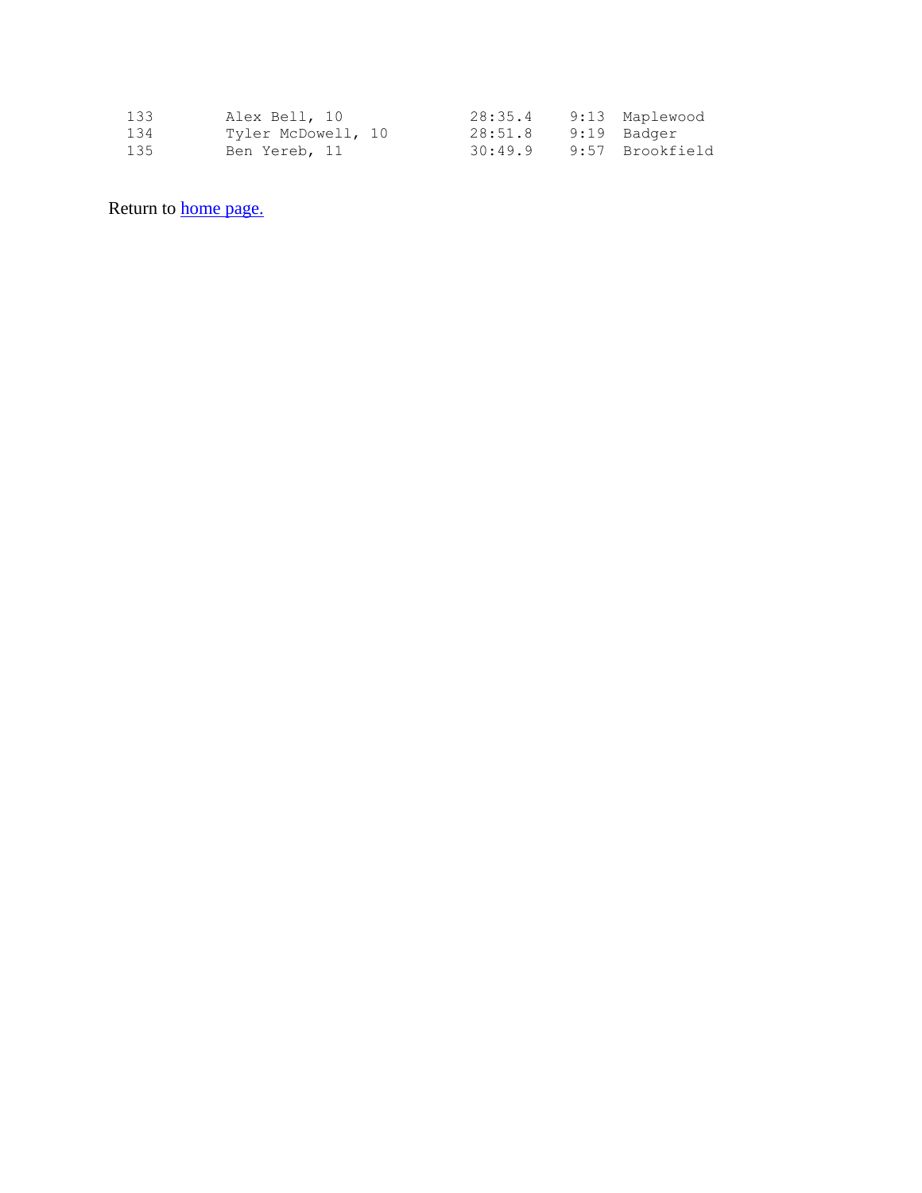| | | | | |
|---|---|---|---|---|
| 133 | Alex Bell, 10 | 28:35.4 | 9:13 | Maplewood |
| 134 | Tyler McDowell, 10 | 28:51.8 | 9:19 | Badger |
| 135 | Ben Yereb, 11 | 30:49.9 | 9:57 | Brookfield |

Return to home page.